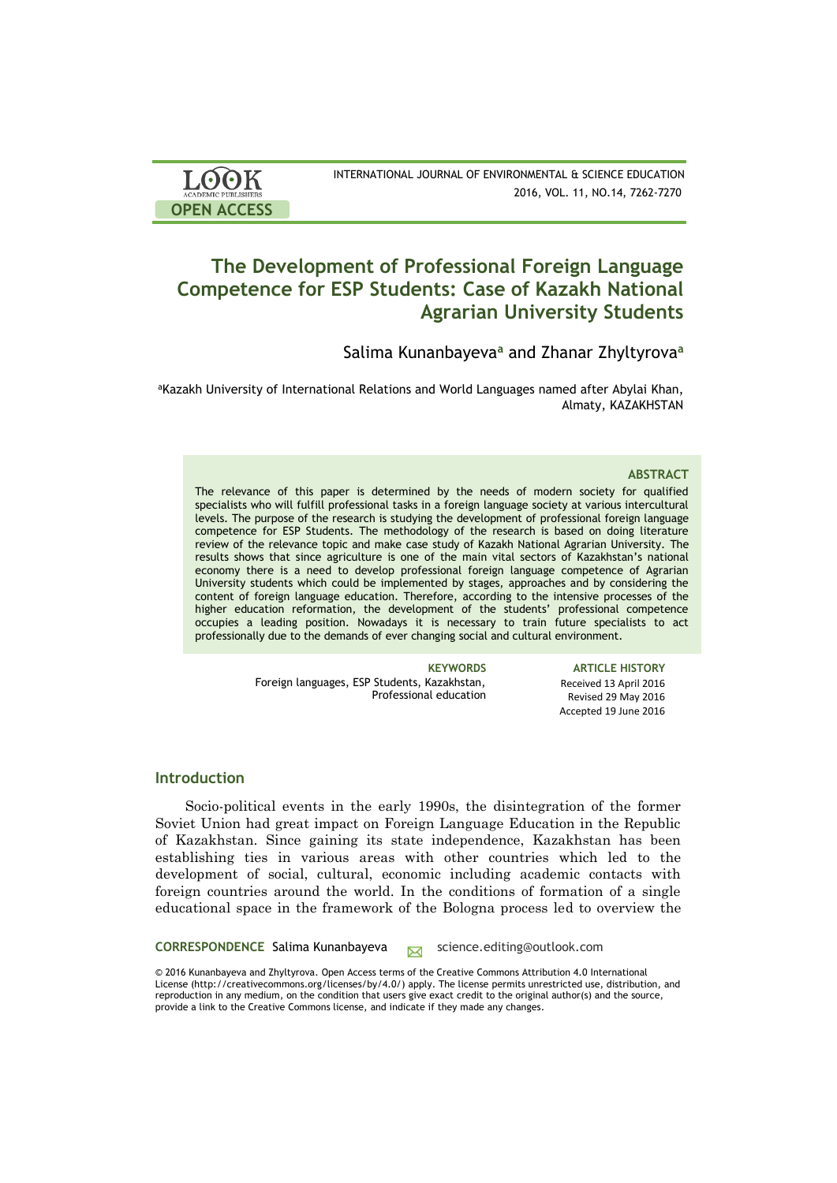# The Development of Professional Foreign Language Competence for ESP Students: Case of Kazakh National Agrarian University Students

Salima Kunanbayeva[a] and Zhanar Zhyltyrova[a]

[a]Kazakh University of International Relations and World Languages named after Abylai Khan, Almaty, KAZAKHSTAN

### ABSTRACT

The relevance of this paper is determined by the needs of modern society for qualified specialists who will fulfill professional tasks in a foreign language society at various intercultural levels. The purpose of the research is studying the development of professional foreign language competence for ESP Students. The methodology of the research is based on doing literature review of the relevance topic and make case study of Kazakh National Agrarian University. The results shows that since agriculture is one of the main vital sectors of Kazakhstan's national economy there is a need to develop professional foreign language competence of Agrarian University students which could be implemented by stages, approaches and by considering the content of foreign language education. Therefore, according to the intensive processes of the higher education reformation, the development of the students' professional competence occupies a leading position. Nowadays it is necessary to train future specialists to act professionally due to the demands of ever changing social and cultural environment.

**KEYWORDS**
Foreign languages, ESP Students, Kazakhstan, Professional education

**ARTICLE HISTORY**
Received 13 April 2016
Revised 29 May 2016
Accepted 19 June 2016

## Introduction

Socio-political events in the early 1990s, the disintegration of the former Soviet Union had great impact on Foreign Language Education in the Republic of Kazakhstan. Since gaining its state independence, Kazakhstan has been establishing ties in various areas with other countries which led to the development of social, cultural, economic including academic contacts with foreign countries around the world. In the conditions of formation of a single educational space in the framework of the Bologna process led to overview the

**CORRESPONDENCE** Salima Kunanbayeva science.editing@outlook.com

© 2016 Kunanbayeva and Zhyltyrova. Open Access terms of the Creative Commons Attribution 4.0 International License (http://creativecommons.org/licenses/by/4.0/) apply. The license permits unrestricted use, distribution, and reproduction in any medium, on the condition that users give exact credit to the original author(s) and the source, provide a link to the Creative Commons license, and indicate if they made any changes.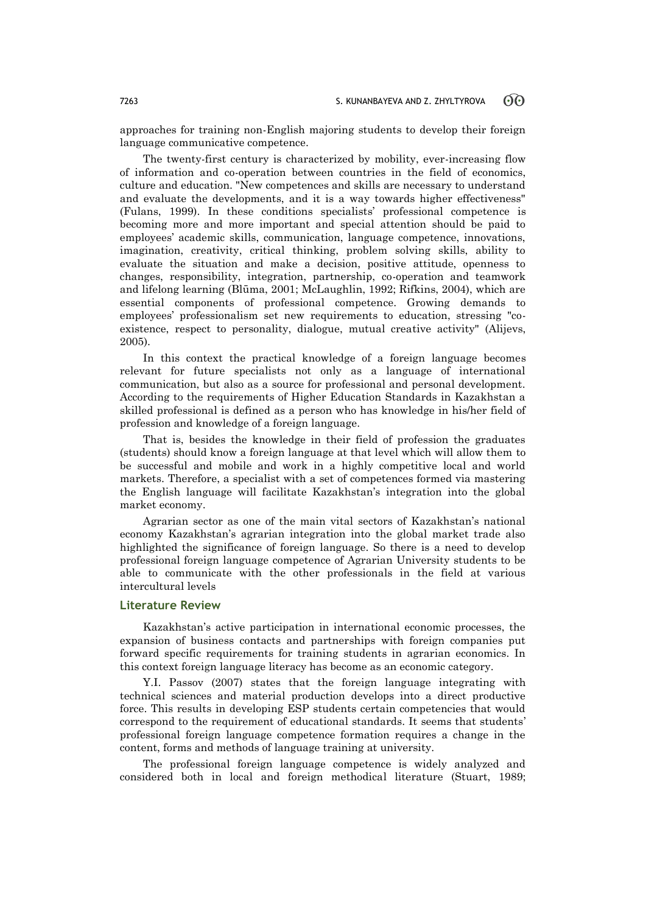approaches for training non-English majoring students to develop their foreign language communicative competence.

The twenty-first century is characterized by mobility, ever-increasing flow of information and co-operation between countries in the field of economics, culture and education. "New competences and skills are necessary to understand and evaluate the developments, and it is a way towards higher effectiveness" (Fulans, 1999). In these conditions specialists' professional competence is becoming more and more important and special attention should be paid to employees' academic skills, communication, language competence, innovations, imagination, creativity, critical thinking, problem solving skills, ability to evaluate the situation and make a decision, positive attitude, openness to changes, responsibility, integration, partnership, co-operation and teamwork and lifelong learning (Blūma, 2001; McLaughlin, 1992; Rifkins, 2004), which are essential components of professional competence. Growing demands to employees' professionalism set new requirements to education, stressing "co-existence, respect to personality, dialogue, mutual creative activity" (Alijevs, 2005).

In this context the practical knowledge of a foreign language becomes relevant for future specialists not only as a language of international communication, but also as a source for professional and personal development. According to the requirements of Higher Education Standards in Kazakhstan a skilled professional is defined as a person who has knowledge in his/her field of profession and knowledge of a foreign language.

That is, besides the knowledge in their field of profession the graduates (students) should know a foreign language at that level which will allow them to be successful and mobile and work in a highly competitive local and world markets. Therefore, a specialist with a set of competences formed via mastering the English language will facilitate Kazakhstan's integration into the global market economy.

Agrarian sector as one of the main vital sectors of Kazakhstan's national economy Kazakhstan's agrarian integration into the global market trade also highlighted the significance of foreign language. So there is a need to develop professional foreign language competence of Agrarian University students to be able to communicate with the other professionals in the field at various intercultural levels

## Literature Review

Kazakhstan's active participation in international economic processes, the expansion of business contacts and partnerships with foreign companies put forward specific requirements for training students in agrarian economics. In this context foreign language literacy has become as an economic category.

Y.I. Passov (2007) states that the foreign language integrating with technical sciences and material production develops into a direct productive force. This results in developing ESP students certain competencies that would correspond to the requirement of educational standards. It seems that students' professional foreign language competence formation requires a change in the content, forms and methods of language training at university.

The professional foreign language competence is widely analyzed and considered both in local and foreign methodical literature (Stuart, 1989;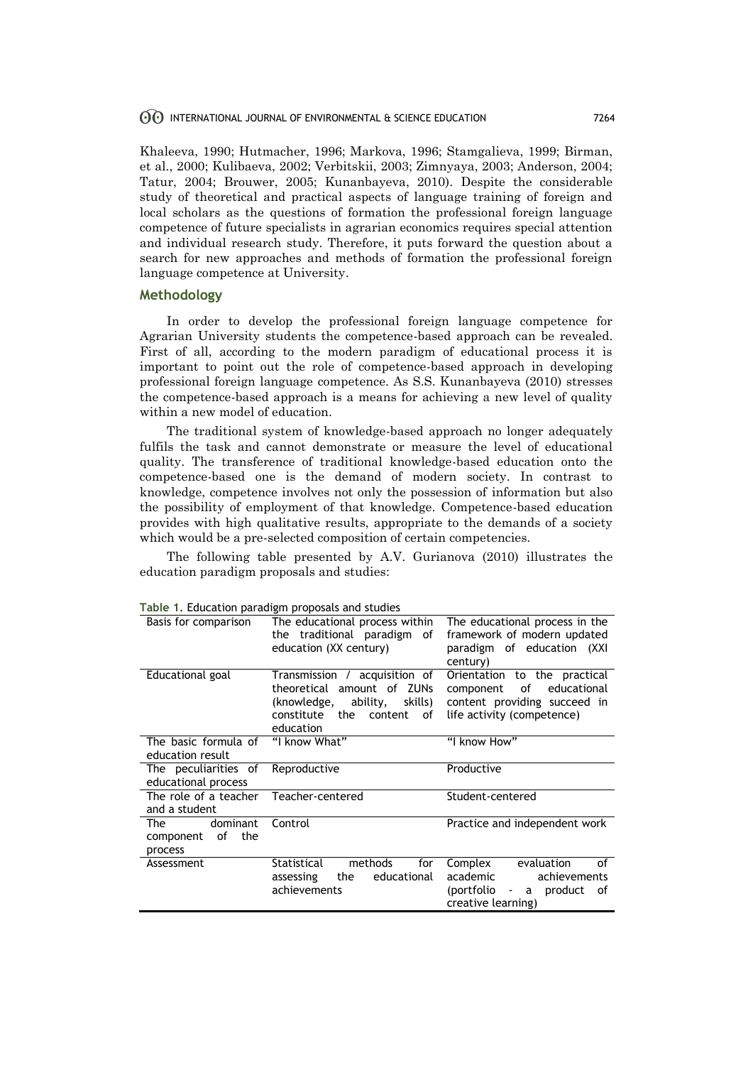Khaleeva, 1990; Hutmacher, 1996; Markova, 1996; Stamgalieva, 1999; Birman, et al., 2000; Kulibaeva, 2002; Verbitskii, 2003; Zimnyaya, 2003; Anderson, 2004; Tatur, 2004; Brouwer, 2005; Kunanbayeva, 2010). Despite the considerable study of theoretical and practical aspects of language training of foreign and local scholars as the questions of formation the professional foreign language competence of future specialists in agrarian economics requires special attention and individual research study. Therefore, it puts forward the question about a search for new approaches and methods of formation the professional foreign language competence at University.

## Methodology

In order to develop the professional foreign language competence for Agrarian University students the competence-based approach can be revealed. First of all, according to the modern paradigm of educational process it is important to point out the role of competence-based approach in developing professional foreign language competence. As S.S. Kunanbayeva (2010) stresses the competence-based approach is a means for achieving a new level of quality within a new model of education.

The traditional system of knowledge-based approach no longer adequately fulfils the task and cannot demonstrate or measure the level of educational quality. The transference of traditional knowledge-based education onto the competence-based one is the demand of modern society. In contrast to knowledge, competence involves not only the possession of information but also the possibility of employment of that knowledge. Competence-based education provides with high qualitative results, appropriate to the demands of a society which would be a pre-selected composition of certain competencies.

The following table presented by A.V. Gurianova (2010) illustrates the education paradigm proposals and studies:

**Table 1.** Education paradigm proposals and studies

| Basis for comparison | The educational process within the traditional paradigm of education (XX century) | The educational process in the framework of modern updated paradigm of education (XXI century) |
|---|---|---|
| Educational goal | Transmission / acquisition of theoretical amount of ZUNs (knowledge, ability, skills) constitute the content of education | Orientation to the practical component of educational content providing succeed in life activity (competence) |
| The basic formula of education result | "I know What" | "I know How" |
| The peculiarities of educational process | Reproductive | Productive |
| The role of a teacher and a student | Teacher-centered | Student-centered |
| The dominant component of the process | Control | Practice and independent work |
| Assessment | Statistical methods for assessing the educational achievements | Complex evaluation of academic achievements (portfolio - a product of creative learning) |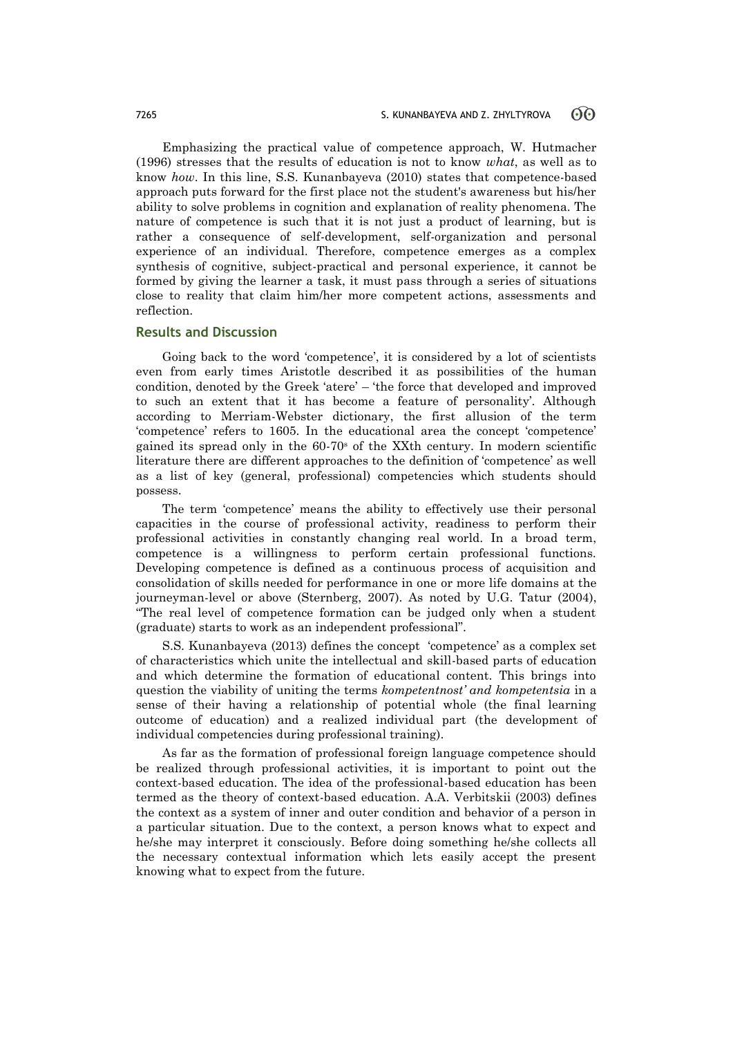Emphasizing the practical value of competence approach, W. Hutmacher (1996) stresses that the results of education is not to know *what*, as well as to know *how*. In this line, S.S. Kunanbayeva (2010) states that competence-based approach puts forward for the first place not the student's awareness but his/her ability to solve problems in cognition and explanation of reality phenomena. The nature of competence is such that it is not just a product of learning, but is rather a consequence of self-development, self-organization and personal experience of an individual. Therefore, competence emerges as a complex synthesis of cognitive, subject-practical and personal experience, it cannot be formed by giving the learner a task, it must pass through a series of situations close to reality that claim him/her more competent actions, assessments and reflection.

## Results and Discussion

Going back to the word 'competence', it is considered by a lot of scientists even from early times Aristotle described it as possibilities of the human condition, denoted by the Greek 'atere' – 'the force that developed and improved to such an extent that it has become a feature of personality'. Although according to Merriam-Webster dictionary, the first allusion of the term 'competence' refers to 1605. In the educational area the concept 'competence' gained its spread only in the 60-70s of the XXth century. In modern scientific literature there are different approaches to the definition of 'competence' as well as a list of key (general, professional) competencies which students should possess.

The term 'competence' means the ability to effectively use their personal capacities in the course of professional activity, readiness to perform their professional activities in constantly changing real world. In a broad term, competence is a willingness to perform certain professional functions. Developing competence is defined as a continuous process of acquisition and consolidation of skills needed for performance in one or more life domains at the journeyman-level or above (Sternberg, 2007). As noted by U.G. Tatur (2004), "The real level of competence formation can be judged only when a student (graduate) starts to work as an independent professional".

S.S. Kunanbayeva (2013) defines the concept 'competence' as a complex set of characteristics which unite the intellectual and skill-based parts of education and which determine the formation of educational content. This brings into question the viability of uniting the terms *kompetentnost' and kompetentsia* in a sense of their having a relationship of potential whole (the final learning outcome of education) and a realized individual part (the development of individual competencies during professional training).

As far as the formation of professional foreign language competence should be realized through professional activities, it is important to point out the context-based education. The idea of the professional-based education has been termed as the theory of context-based education. A.A. Verbitskii (2003) defines the context as a system of inner and outer condition and behavior of a person in a particular situation. Due to the context, a person knows what to expect and he/she may interpret it consciously. Before doing something he/she collects all the necessary contextual information which lets easily accept the present knowing what to expect from the future.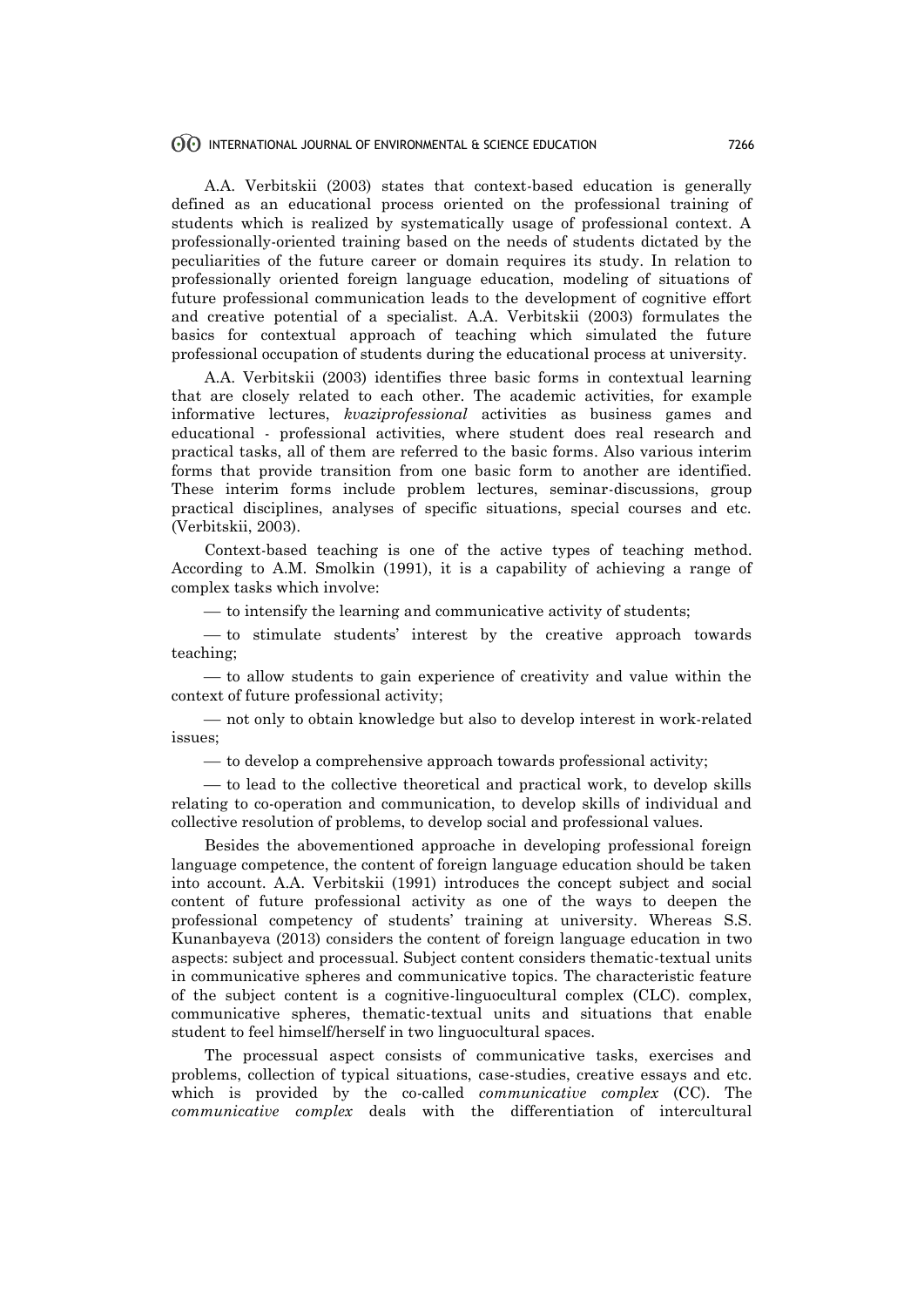A.A. Verbitskii (2003) states that context-based education is generally defined as an educational process oriented on the professional training of students which is realized by systematically usage of professional context. A professionally-oriented training based on the needs of students dictated by the peculiarities of the future career or domain requires its study. In relation to professionally oriented foreign language education, modeling of situations of future professional communication leads to the development of cognitive effort and creative potential of a specialist. A.A. Verbitskii (2003) formulates the basics for contextual approach of teaching which simulated the future professional occupation of students during the educational process at university.

A.A. Verbitskii (2003) identifies three basic forms in contextual learning that are closely related to each other. The academic activities, for example informative lectures, *kvaziprofessional* activities as business games and educational - professional activities, where student does real research and practical tasks, all of them are referred to the basic forms. Also various interim forms that provide transition from one basic form to another are identified. These interim forms include problem lectures, seminar-discussions, group practical disciplines, analyses of specific situations, special courses and etc. (Verbitskii, 2003).

Context-based teaching is one of the active types of teaching method. According to A.M. Smolkin (1991), it is a capability of achieving a range of complex tasks which involve:

— to intensify the learning and communicative activity of students;

— to stimulate students' interest by the creative approach towards teaching;

— to allow students to gain experience of creativity and value within the context of future professional activity;

— not only to obtain knowledge but also to develop interest in work-related issues;

— to develop a comprehensive approach towards professional activity;

— to lead to the collective theoretical and practical work, to develop skills relating to co-operation and communication, to develop skills of individual and collective resolution of problems, to develop social and professional values.

Besides the abovementioned approache in developing professional foreign language competence, the content of foreign language education should be taken into account. A.A. Verbitskii (1991) introduces the concept subject and social content of future professional activity as one of the ways to deepen the professional competency of students' training at university. Whereas S.S. Kunanbayeva (2013) considers the content of foreign language education in two aspects: subject and processual. Subject content considers thematic-textual units in communicative spheres and communicative topics. The characteristic feature of the subject content is a cognitive-linguocultural complex (CLC). complex, communicative spheres, thematic-textual units and situations that enable student to feel himself/herself in two linguocultural spaces.

The processual aspect consists of communicative tasks, exercises and problems, collection of typical situations, case-studies, creative essays and etc. which is provided by the co-called *communicative complex* (CC). The *communicative complex* deals with the differentiation of intercultural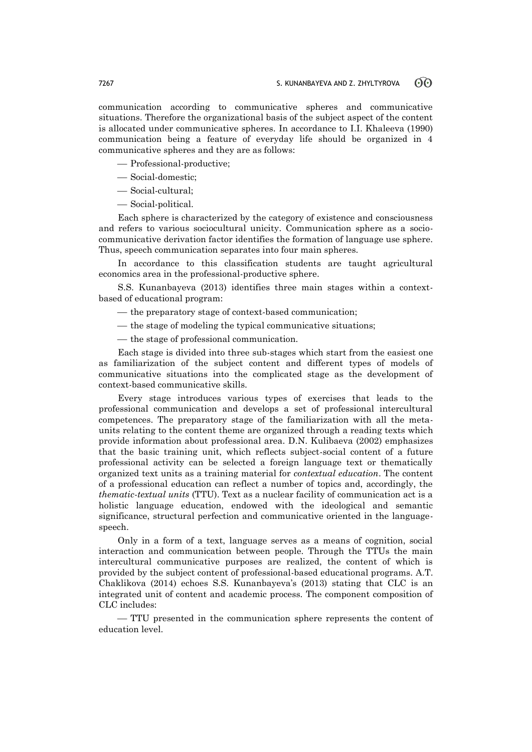communication according to communicative spheres and communicative situations. Therefore the organizational basis of the subject aspect of the content is allocated under communicative spheres. In accordance to I.I. Khaleeva (1990) communication being a feature of everyday life should be organized in 4 communicative spheres and they are as follows:

- Professional-productive;
- Social-domestic;
- Social-cultural;
- Social-political.

Each sphere is characterized by the category of existence and consciousness and refers to various sociocultural unicity. Communication sphere as a socio-communicative derivation factor identifies the formation of language use sphere. Thus, speech communication separates into four main spheres.

In accordance to this classification students are taught agricultural economics area in the professional-productive sphere.

S.S. Kunanbayeva (2013) identifies three main stages within a context-based of educational program:

- the preparatory stage of context-based communication;
- the stage of modeling the typical communicative situations;
- the stage of professional communication.

Each stage is divided into three sub-stages which start from the easiest one as familiarization of the subject content and different types of models of communicative situations into the complicated stage as the development of context-based communicative skills.

Every stage introduces various types of exercises that leads to the professional communication and develops a set of professional intercultural competences. The preparatory stage of the familiarization with all the meta-units relating to the content theme are organized through a reading texts which provide information about professional area. D.N. Kulibaeva (2002) emphasizes that the basic training unit, which reflects subject-social content of a future professional activity can be selected a foreign language text or thematically organized text units as a training material for *contextual education*. The content of a professional education can reflect a number of topics and, accordingly, the *thematic-textual units* (TTU). Text as a nuclear facility of communication act is a holistic language education, endowed with the ideological and semantic significance, structural perfection and communicative oriented in the language-speech.

Only in a form of a text, language serves as a means of cognition, social interaction and communication between people. Through the TTUs the main intercultural communicative purposes are realized, the content of which is provided by the subject content of professional-based educational programs. A.T. Chaklikova (2014) echoes S.S. Kunanbayeva's (2013) stating that CLC is an integrated unit of content and academic process. The component composition of CLC includes:

- TTU presented in the communication sphere represents the content of education level.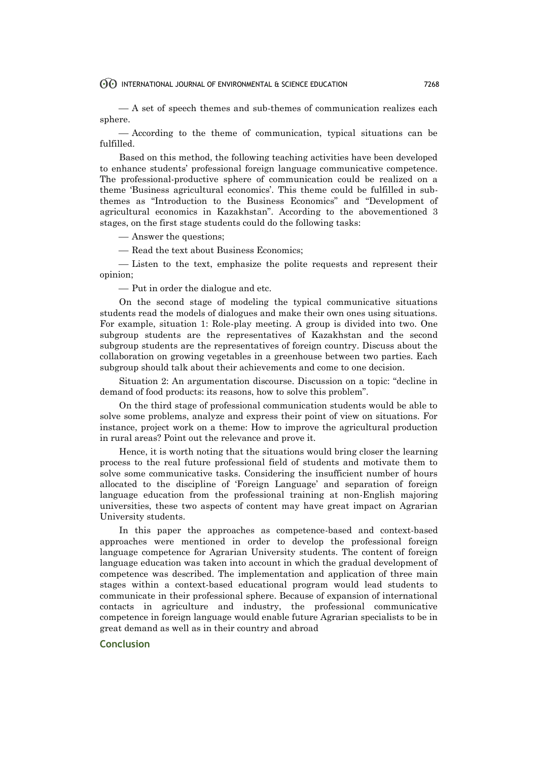— A set of speech themes and sub-themes of communication realizes each sphere.

— According to the theme of communication, typical situations can be fulfilled.

Based on this method, the following teaching activities have been developed to enhance students' professional foreign language communicative competence. The professional-productive sphere of communication could be realized on a theme 'Business agricultural economics'. This theme could be fulfilled in sub-themes as "Introduction to the Business Economics" and "Development of agricultural economics in Kazakhstan". According to the abovementioned 3 stages, on the first stage students could do the following tasks:

— Answer the questions;

— Read the text about Business Economics;

— Listen to the text, emphasize the polite requests and represent their opinion;

— Put in order the dialogue and etc.

On the second stage of modeling the typical communicative situations students read the models of dialogues and make their own ones using situations. For example, situation 1: Role-play meeting. A group is divided into two. One subgroup students are the representatives of Kazakhstan and the second subgroup students are the representatives of foreign country. Discuss about the collaboration on growing vegetables in a greenhouse between two parties. Each subgroup should talk about their achievements and come to one decision.

Situation 2: An argumentation discourse. Discussion on a topic: "decline in demand of food products: its reasons, how to solve this problem".

On the third stage of professional communication students would be able to solve some problems, analyze and express their point of view on situations. For instance, project work on a theme: How to improve the agricultural production in rural areas? Point out the relevance and prove it.

Hence, it is worth noting that the situations would bring closer the learning process to the real future professional field of students and motivate them to solve some communicative tasks. Considering the insufficient number of hours allocated to the discipline of 'Foreign Language' and separation of foreign language education from the professional training at non-English majoring universities, these two aspects of content may have great impact on Agrarian University students.

In this paper the approaches as competence-based and context-based approaches were mentioned in order to develop the professional foreign language competence for Agrarian University students. The content of foreign language education was taken into account in which the gradual development of competence was described. The implementation and application of three main stages within a context-based educational program would lead students to communicate in their professional sphere. Because of expansion of international contacts in agriculture and industry, the professional communicative competence in foreign language would enable future Agrarian specialists to be in great demand as well as in their country and abroad

## Conclusion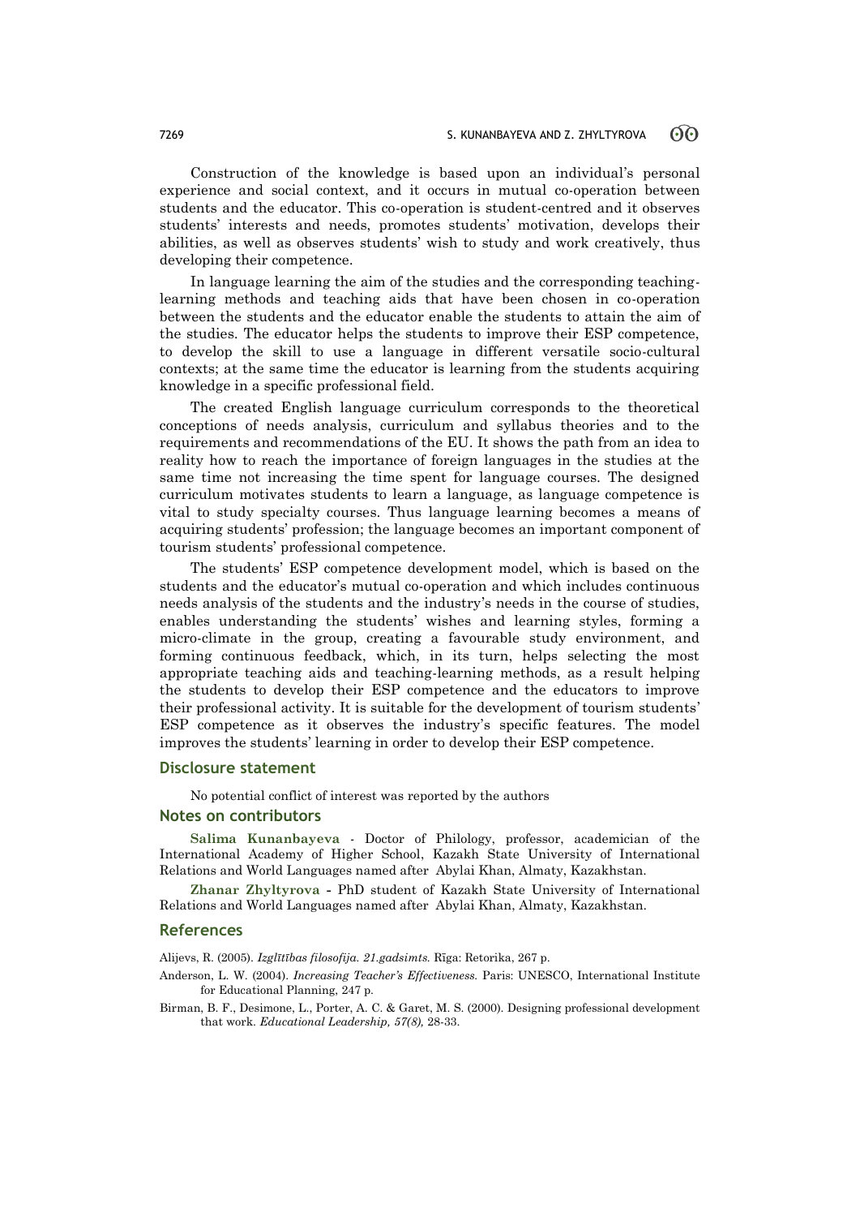Construction of the knowledge is based upon an individual's personal experience and social context, and it occurs in mutual co-operation between students and the educator. This co-operation is student-centred and it observes students' interests and needs, promotes students' motivation, develops their abilities, as well as observes students' wish to study and work creatively, thus developing their competence.

In language learning the aim of the studies and the corresponding teaching-learning methods and teaching aids that have been chosen in co-operation between the students and the educator enable the students to attain the aim of the studies. The educator helps the students to improve their ESP competence, to develop the skill to use a language in different versatile socio-cultural contexts; at the same time the educator is learning from the students acquiring knowledge in a specific professional field.

The created English language curriculum corresponds to the theoretical conceptions of needs analysis, curriculum and syllabus theories and to the requirements and recommendations of the EU. It shows the path from an idea to reality how to reach the importance of foreign languages in the studies at the same time not increasing the time spent for language courses. The designed curriculum motivates students to learn a language, as language competence is vital to study specialty courses. Thus language learning becomes a means of acquiring students' profession; the language becomes an important component of tourism students' professional competence.

The students' ESP competence development model, which is based on the students and the educator's mutual co-operation and which includes continuous needs analysis of the students and the industry's needs in the course of studies, enables understanding the students' wishes and learning styles, forming a micro-climate in the group, creating a favourable study environment, and forming continuous feedback, which, in its turn, helps selecting the most appropriate teaching aids and teaching-learning methods, as a result helping the students to develop their ESP competence and the educators to improve their professional activity. It is suitable for the development of tourism students' ESP competence as it observes the industry's specific features. The model improves the students' learning in order to develop their ESP competence.

## Disclosure statement

No potential conflict of interest was reported by the authors

## Notes on contributors

**Salima Kunanbayeva** - Doctor of Philology, professor, academician of the International Academy of Higher School, Kazakh State University of International Relations and World Languages named after Abylai Khan, Almaty, Kazakhstan.

**Zhanar Zhyltyrova** - PhD student of Kazakh State University of International Relations and World Languages named after Abylai Khan, Almaty, Kazakhstan.

## References

Alijevs, R. (2005). *Izglītības filosofija. 21.gadsimts.* Rīga: Retorika, 267 p.

Anderson, L. W. (2004). *Increasing Teacher's Effectiveness.* Paris: UNESCO, International Institute for Educational Planning, 247 p.

Birman, B. F., Desimone, L., Porter, A. C. & Garet, M. S. (2000). Designing professional development that work. *Educational Leadership, 57(8),* 28-33.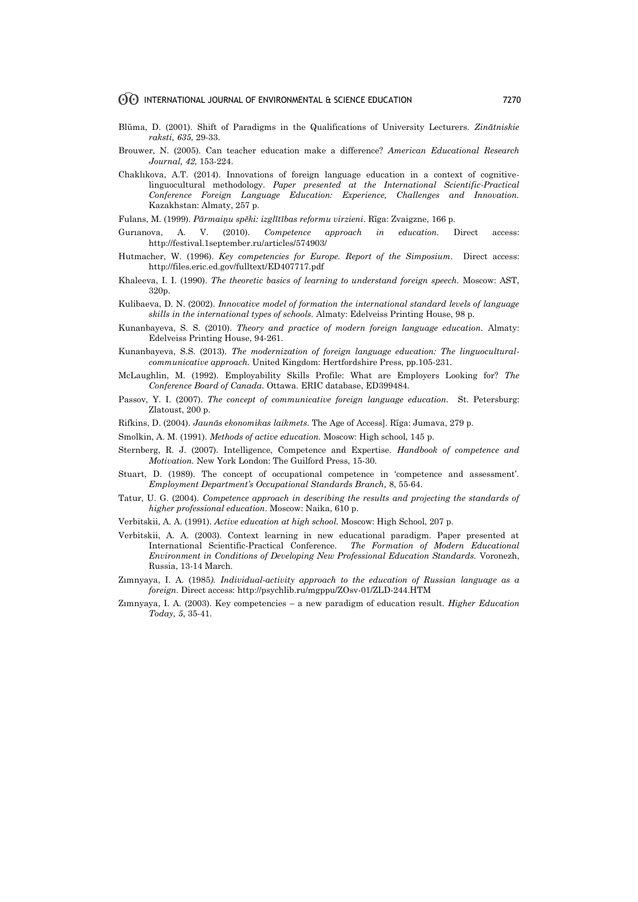Blūma, D. (2001). Shift of Paradigms in the Qualifications of University Lecturers. *Zinātniskie raksti, 635*, 29-33.

Brouwer, N. (2005). Can teacher education make a difference? *American Educational Research Journal, 42*, 153-224.

Chaklıkova, A.T. (2014). Innovations of foreign language education in a context of cognitive-linguocultural methodology. *Paper presented at the International Scientific-Practical Conference Foreign Language Education: Experience, Challenges and Innovation.* Kazakhstan: Almaty, 257 p.

Fulans, M. (1999). *Pārmaiņu spēki: izglītības reformu virzieni*. Rīga: Zvaigzne, 166 p.

Gurıanova, A. V. (2010). *Competence approach in education.* Direct access: http://festival.1september.ru/articles/574903/

Hutmacher, W. (1996). *Key competencies for Europe. Report of the Simposium*. Direct access: http://files.eric.ed.gov/fulltext/ED407717.pdf

Khaleeva, I. I. (1990). *The theoretic basics of learning to understand foreign speech.* Moscow: AST, 320p.

Kulibaeva, D. N. (2002). *Innovative model of formation the international standard levels of language skills in the international types of schools.* Almaty: Edelveiss Printing House, 98 p.

Kunanbayeva, S. S. (2010). *Theory and practice of modern foreign language education.* Almaty: Edelveiss Printing House, 94-261.

Kunanbayeva, S.S. (2013). *The modernization of foreign language education: The linguocultural-communicative approach.* United Kingdom: Hertfordshire Press, pp.105-231.

McLaughlin, M. (1992). Employability Skills Profile: What are Employers Looking for? *The Conference Board of Canada*. Ottawa. ERIC database, ED399484.

Passov, Y. I. (2007). *The concept of communicative foreign language education.* St. Petersburg: Zlatoust, 200 p.

Rifkins, D. (2004). *Jaunās ekonomikas laikmets*. The Age of Access]. Rīga: Jumava, 279 p.

Smolkin, A. M. (1991). *Methods of active education.* Moscow: High school, 145 p.

Sternberg, R. J. (2007). Intelligence, Competence and Expertise. *Handbook of competence and Motivation.* New York London: The Guilford Press, 15-30.

Stuart, D. (1989). The concept of occupational competence in 'competence and assessment'. *Employment Department's Occupational Standards Branch,* 8, 55-64.

Tatur, U. G. (2004). *Competence approach in describing the results and projecting the standards of higher professional education*. Moscow: Naika, 610 p.

Verbitskii, A. A. (1991). *Active education at high school.* Moscow: High School, 207 p.

Verbitskii, A. A. (2003). Context learning in new educational paradigm. Paper presented at International Scientific-Practical Conference. *The Formation of Modern Educational Environment in Conditions of Developing New Professional Education Standards.* Voronezh, Russia, 13-14 March.

Zımnyaya, I. A. (1985*). Individual-activity approach to the education of Russian language as a foreign*. Direct access: http://psychlib.ru/mgppu/ZOsv-01/ZLD-244.HTM

Zımnyaya, I. A. (2003). Key competencies – a new paradigm of education result. *Higher Education Today, 5*, 35-41.